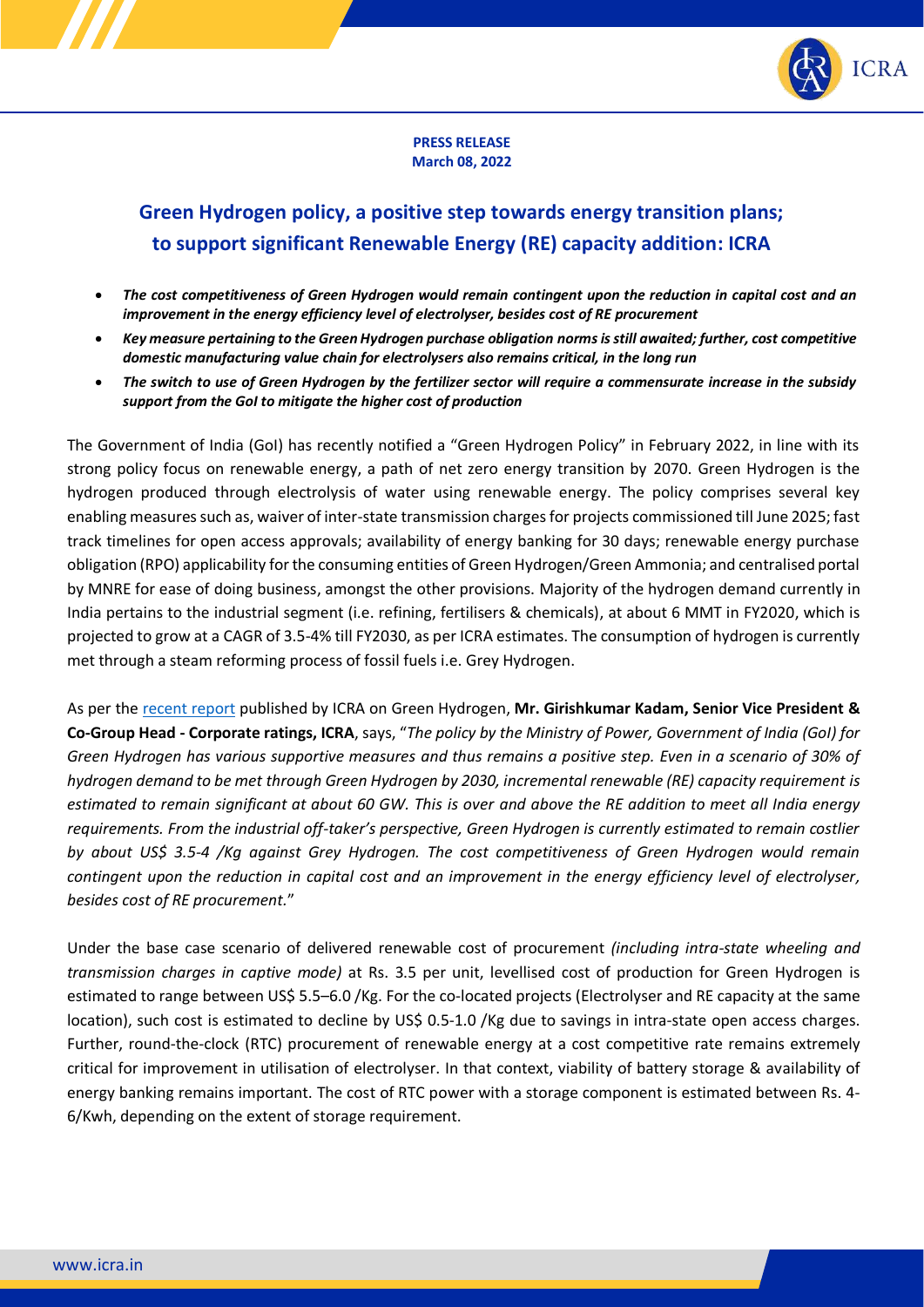**PRESS RELEASE**
**March 08, 2022**

# Green Hydrogen policy, a positive step towards energy transition plans; to support significant Renewable Energy (RE) capacity addition: ICRA

- ***The cost competitiveness of Green Hydrogen would remain contingent upon the reduction in capital cost and an improvement in the energy efficiency level of electrolyser, besides cost of RE procurement***
- ***Key measure pertaining to the Green Hydrogen purchase obligation norms is still awaited; further, cost competitive domestic manufacturing value chain for electrolysers also remains critical, in the long run***
- ***The switch to use of Green Hydrogen by the fertilizer sector will require a commensurate increase in the subsidy support from the GoI to mitigate the higher cost of production***

The Government of India (GoI) has recently notified a "Green Hydrogen Policy" in February 2022, in line with its strong policy focus on renewable energy, a path of net zero energy transition by 2070. Green Hydrogen is the hydrogen produced through electrolysis of water using renewable energy. The policy comprises several key enabling measures such as, waiver of inter-state transmission charges for projects commissioned till June 2025; fast track timelines for open access approvals; availability of energy banking for 30 days; renewable energy purchase obligation (RPO) applicability for the consuming entities of Green Hydrogen/Green Ammonia; and centralised portal by MNRE for ease of doing business, amongst the other provisions. Majority of the hydrogen demand currently in India pertains to the industrial segment (i.e. refining, fertilisers & chemicals), at about 6 MMT in FY2020, which is projected to grow at a CAGR of 3.5-4% till FY2030, as per ICRA estimates. The consumption of hydrogen is currently met through a steam reforming process of fossil fuels i.e. Grey Hydrogen.

As per the recent report published by ICRA on Green Hydrogen, **Mr. Girishkumar Kadam, Senior Vice President & Co-Group Head - Corporate ratings, ICRA**, says, "*The policy by the Ministry of Power, Government of India (GoI) for Green Hydrogen has various supportive measures and thus remains a positive step. Even in a scenario of 30% of hydrogen demand to be met through Green Hydrogen by 2030, incremental renewable (RE) capacity requirement is estimated to remain significant at about 60 GW. This is over and above the RE addition to meet all India energy requirements. From the industrial off-taker's perspective, Green Hydrogen is currently estimated to remain costlier by about US$ 3.5-4 /Kg against Grey Hydrogen. The cost competitiveness of Green Hydrogen would remain contingent upon the reduction in capital cost and an improvement in the energy efficiency level of electrolyser, besides cost of RE procurement.*"

Under the base case scenario of delivered renewable cost of procurement *(including intra-state wheeling and transmission charges in captive mode)* at Rs. 3.5 per unit, levellised cost of production for Green Hydrogen is estimated to range between US$ 5.5–6.0 /Kg. For the co-located projects (Electrolyser and RE capacity at the same location), such cost is estimated to decline by US$ 0.5-1.0 /Kg due to savings in intra-state open access charges. Further, round-the-clock (RTC) procurement of renewable energy at a cost competitive rate remains extremely critical for improvement in utilisation of electrolyser. In that context, viability of battery storage & availability of energy banking remains important. The cost of RTC power with a storage component is estimated between Rs. 4-6/Kwh, depending on the extent of storage requirement.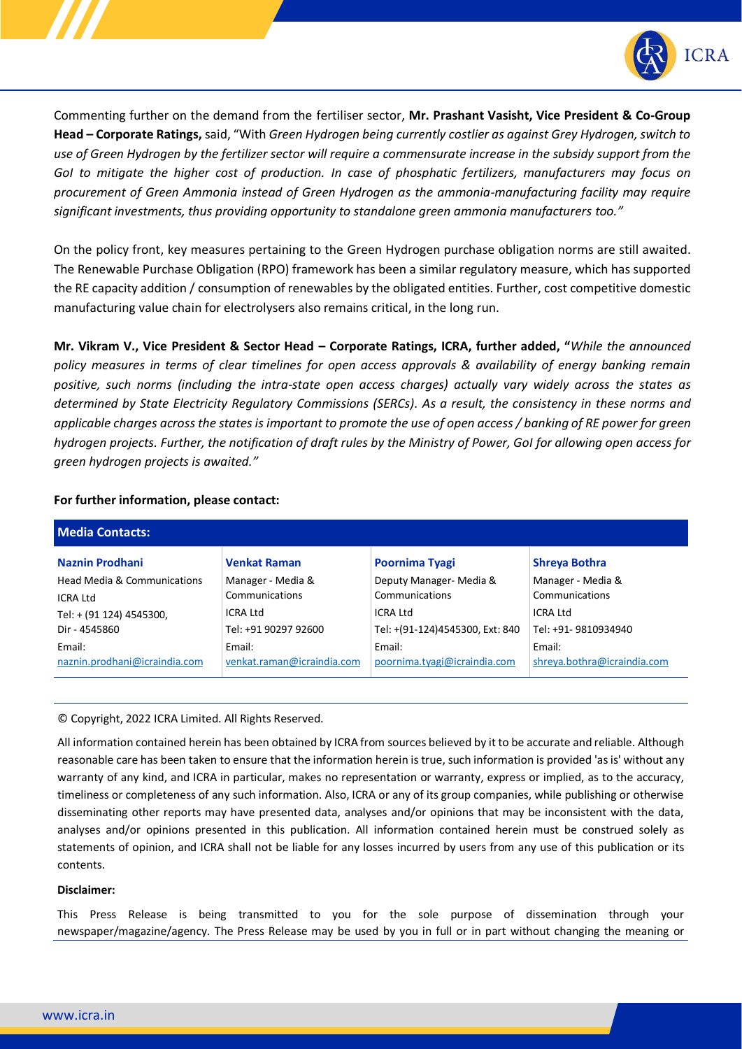Commenting further on the demand from the fertiliser sector, **Mr. Prashant Vasisht, Vice President & Co-Group Head – Corporate Ratings,** said, "*With Green Hydrogen being currently costlier as against Grey Hydrogen, switch to use of Green Hydrogen by the fertilizer sector will require a commensurate increase in the subsidy support from the GoI to mitigate the higher cost of production. In case of phosphatic fertilizers, manufacturers may focus on procurement of Green Ammonia instead of Green Hydrogen as the ammonia-manufacturing facility may require significant investments, thus providing opportunity to standalone green ammonia manufacturers too.*"

On the policy front, key measures pertaining to the Green Hydrogen purchase obligation norms are still awaited. The Renewable Purchase Obligation (RPO) framework has been a similar regulatory measure, which has supported the RE capacity addition / consumption of renewables by the obligated entities. Further, cost competitive domestic manufacturing value chain for electrolysers also remains critical, in the long run.

**Mr. Vikram V., Vice President & Sector Head – Corporate Ratings, ICRA, further added, "***While the announced policy measures in terms of clear timelines for open access approvals & availability of energy banking remain positive, such norms (including the intra-state open access charges) actually vary widely across the states as determined by State Electricity Regulatory Commissions (SERCs). As a result, the consistency in these norms and applicable charges across the states is important to promote the use of open access / banking of RE power for green hydrogen projects. Further, the notification of draft rules by the Ministry of Power, GoI for allowing open access for green hydrogen projects is awaited.*"

**For further information, please contact:**

| Media Contacts: | | | |
|---|---|---|---|
| **Naznin Prodhani** | **Venkat Raman** | **Poornima Tyagi** | **Shreya Bothra** |
| Head Media & Communications | Manager - Media & Communications | Deputy Manager- Media & Communications | Manager - Media & Communications |
| ICRA Ltd | ICRA Ltd | ICRA Ltd | ICRA Ltd |
| Tel: + (91 124) 4545300, Dir - 4545860 | Tel: +91 90297 92600 | Tel: +(91-124)4545300, Ext: 840 | Tel: +91- 9810934940 |
| Email: naznin.prodhani@icraindia.com | Email: venkat.raman@icraindia.com | Email: poornima.tyagi@icraindia.com | Email: shreya.bothra@icraindia.com |

© Copyright, 2022 ICRA Limited. All Rights Reserved.

All information contained herein has been obtained by ICRA from sources believed by it to be accurate and reliable. Although reasonable care has been taken to ensure that the information herein is true, such information is provided 'as is' without any warranty of any kind, and ICRA in particular, makes no representation or warranty, express or implied, as to the accuracy, timeliness or completeness of any such information. Also, ICRA or any of its group companies, while publishing or otherwise disseminating other reports may have presented data, analyses and/or opinions that may be inconsistent with the data, analyses and/or opinions presented in this publication. All information contained herein must be construed solely as statements of opinion, and ICRA shall not be liable for any losses incurred by users from any use of this publication or its contents.

**Disclaimer:**

This Press Release is being transmitted to you for the sole purpose of dissemination through your newspaper/magazine/agency. The Press Release may be used by you in full or in part without changing the meaning or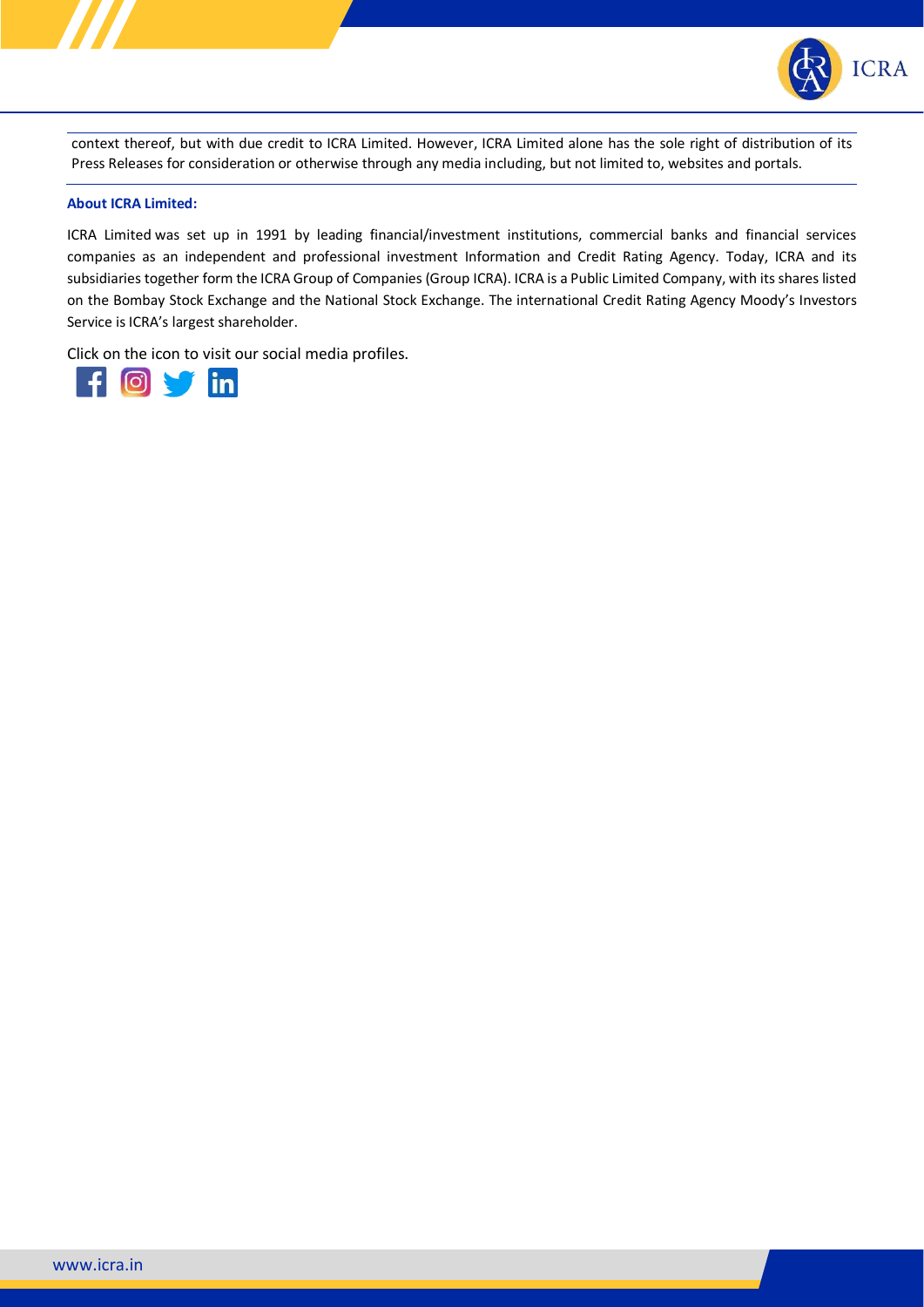context thereof, but with due credit to ICRA Limited. However, ICRA Limited alone has the sole right of distribution of its Press Releases for consideration or otherwise through any media including, but not limited to, websites and portals.

**About ICRA Limited:**

ICRA Limited was set up in 1991 by leading financial/investment institutions, commercial banks and financial services companies as an independent and professional investment Information and Credit Rating Agency. Today, ICRA and its subsidiaries together form the ICRA Group of Companies (Group ICRA). ICRA is a Public Limited Company, with its shares listed on the Bombay Stock Exchange and the National Stock Exchange. The international Credit Rating Agency Moody's Investors Service is ICRA's largest shareholder.

Click on the icon to visit our social media profiles.